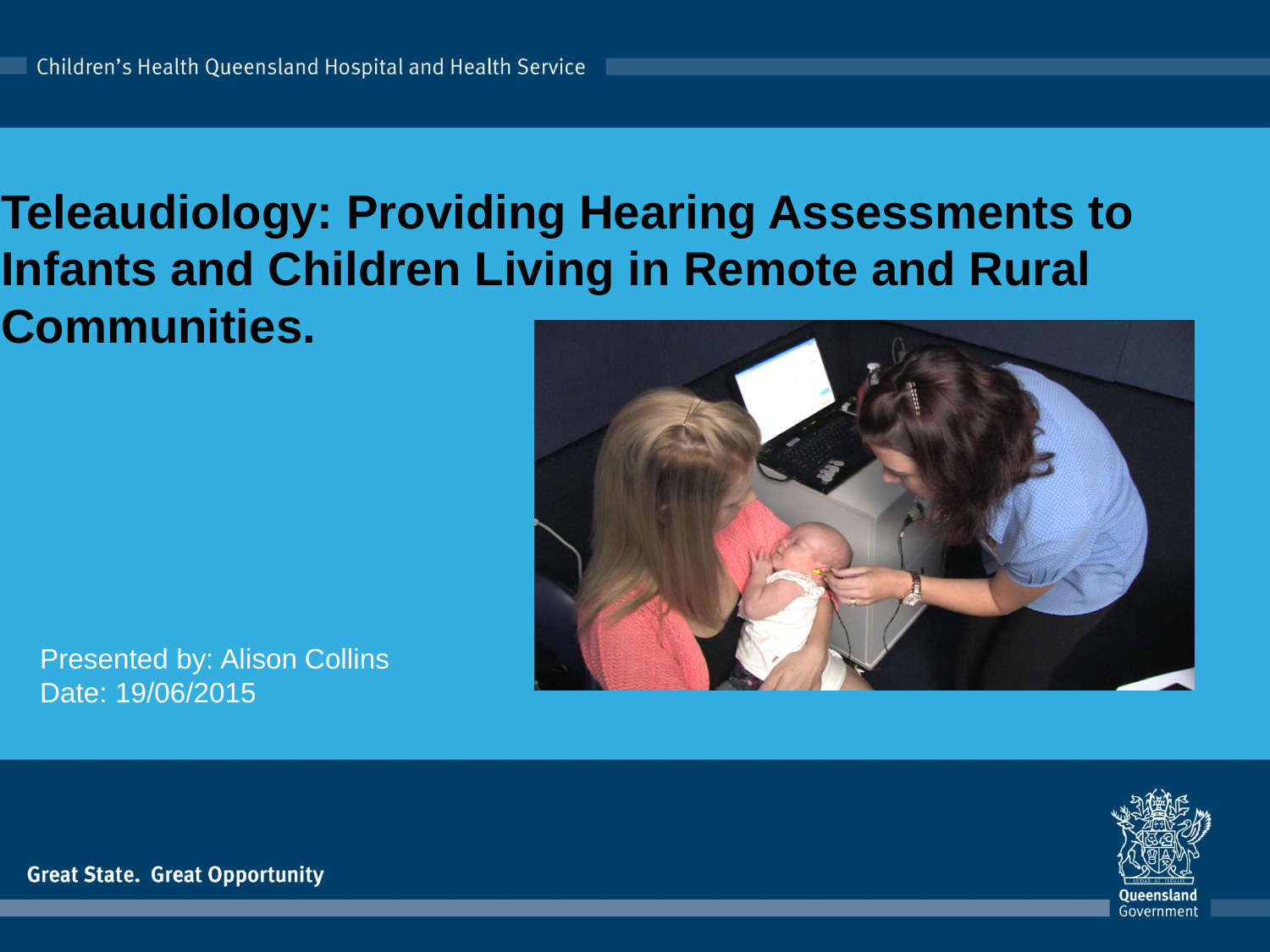Children's Health Queensland Hospital and Health Service

# Teleaudiology: Providing Hearing Assessments to Infants and Children Living in Remote and Rural Communities.

Presented by: Alison Collins
Date: 19/06/2015

Great State. Great Opportunity

Queensland Government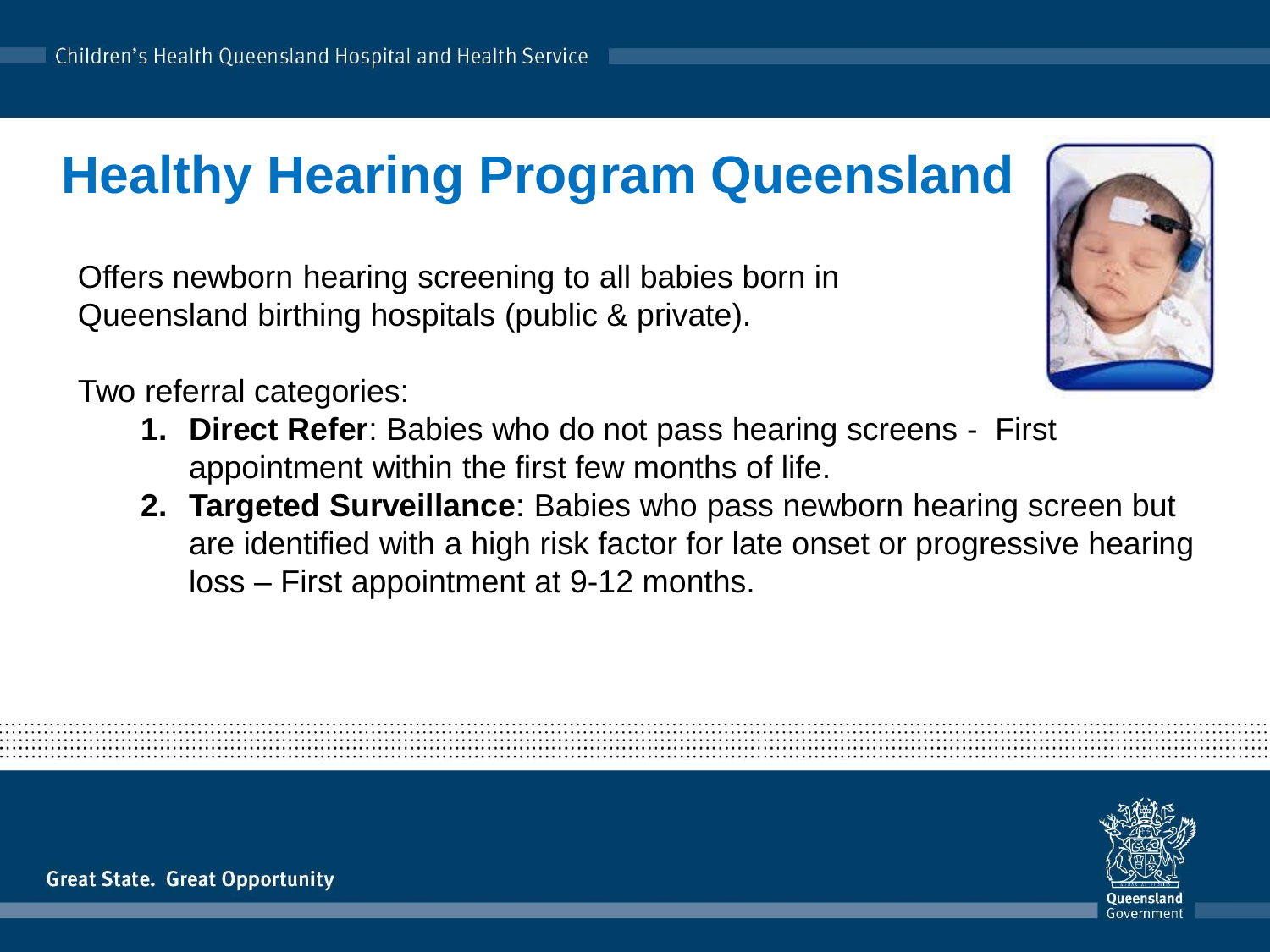# Healthy Hearing Program Queensland

Offers newborn hearing screening to all babies born in Queensland birthing hospitals (public & private).

Two referral categories:

1. **Direct Refer**: Babies who do not pass hearing screens - First appointment within the first few months of life.
2. **Targeted Surveillance**: Babies who pass newborn hearing screen but are identified with a high risk factor for late onset or progressive hearing loss – First appointment at 9-12 months.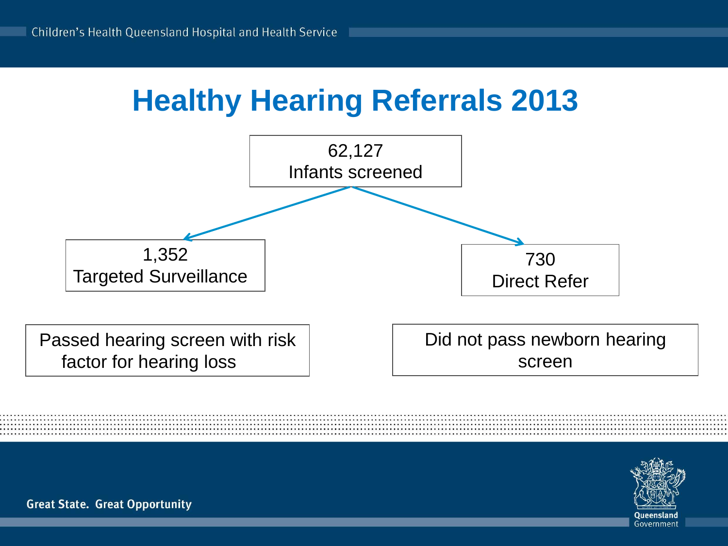# Healthy Hearing Referrals 2013

62,127
Infants screened

1,352
Targeted Surveillance

730
Direct Refer

Passed hearing screen with risk factor for hearing loss

Did not pass newborn hearing screen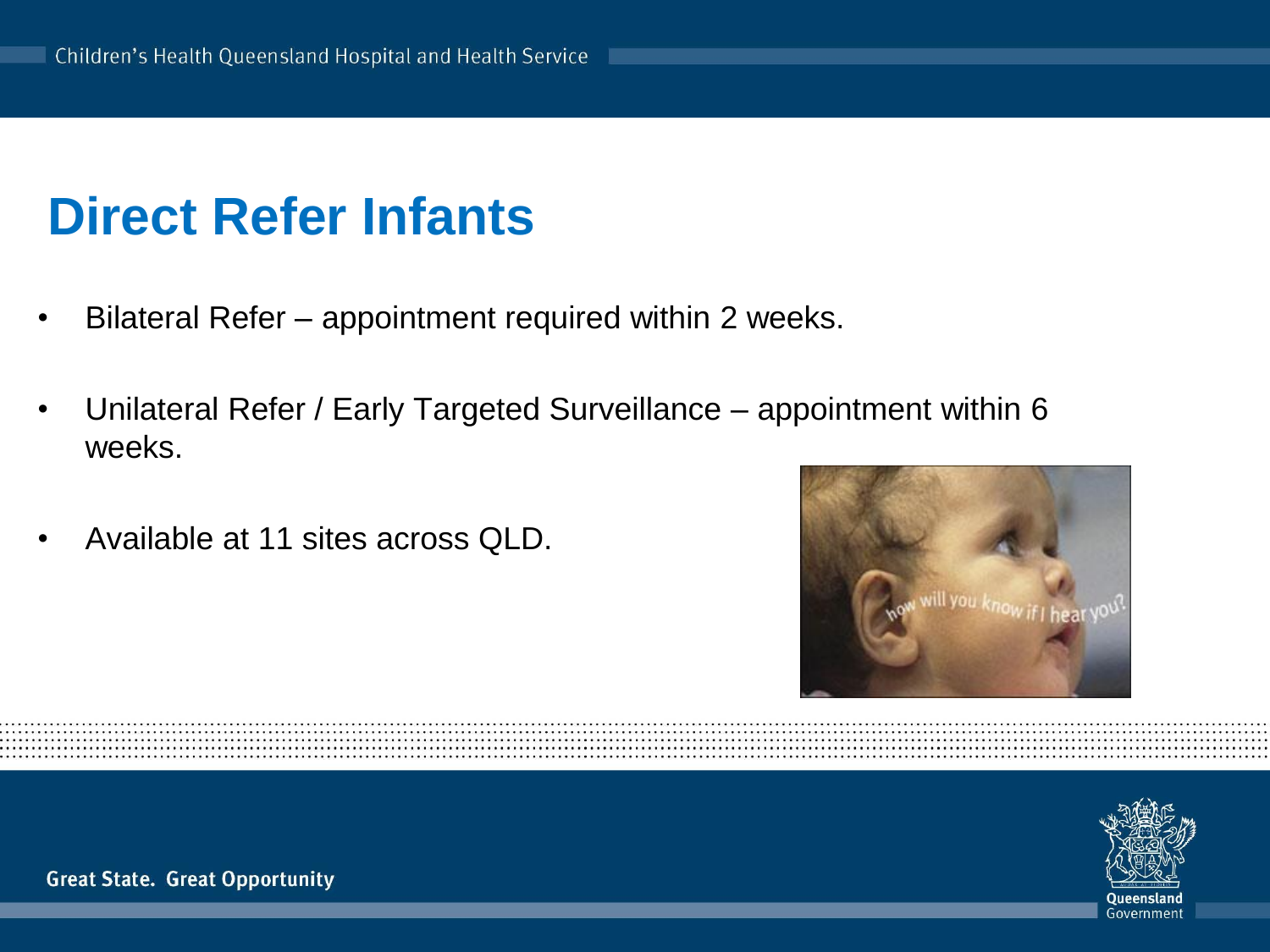# Direct Refer Infants

- Bilateral Refer – appointment required within 2 weeks.
- Unilateral Refer / Early Targeted Surveillance – appointment within 6 weeks.
- Available at 11 sites across QLD.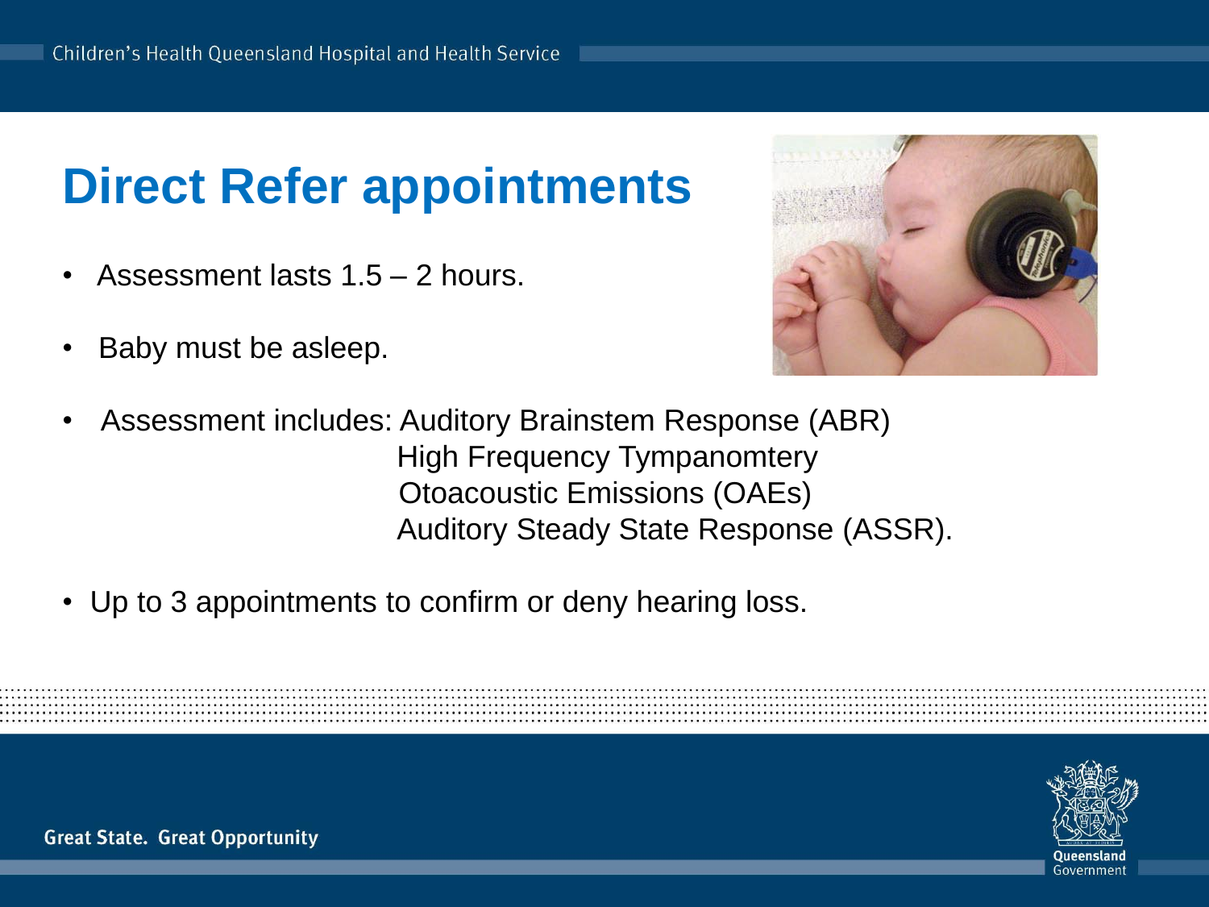# Direct Refer appointments

- Assessment lasts 1.5 – 2 hours.
- Baby must be asleep.
- Assessment includes: Auditory Brainstem Response (ABR)
  High Frequency Tympanomtery
  Otoacoustic Emissions (OAEs)
  Auditory Steady State Response (ASSR).
- Up to 3 appointments to confirm or deny hearing loss.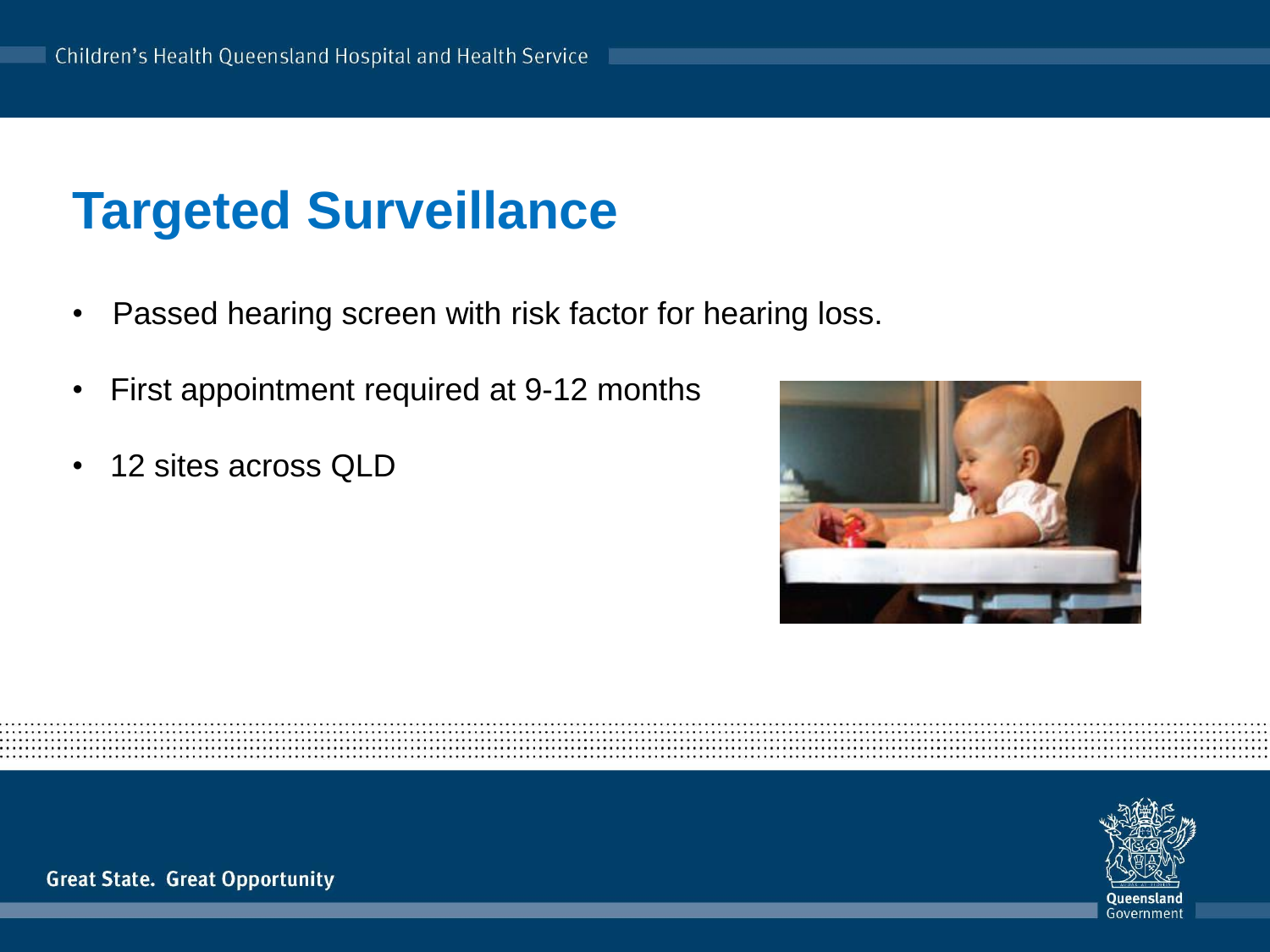# Targeted Surveillance

- Passed hearing screen with risk factor for hearing loss.
- First appointment required at 9-12 months
- 12 sites across QLD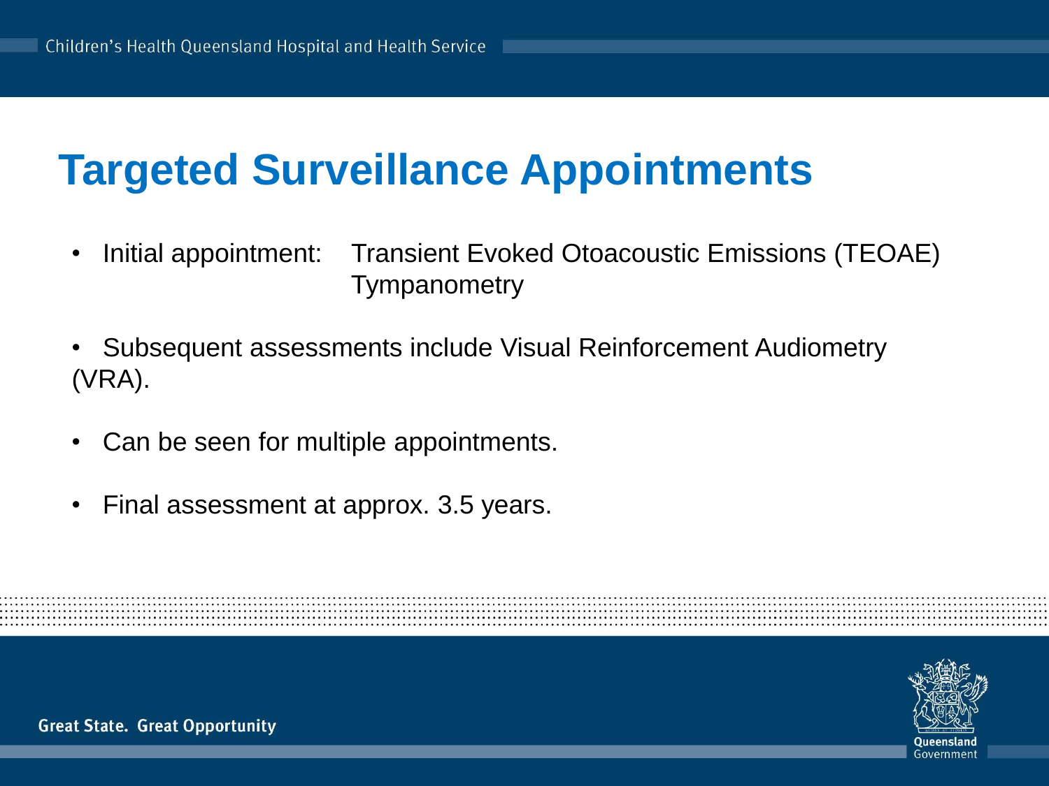# Targeted Surveillance Appointments

- Initial appointment: Transient Evoked Otoacoustic Emissions (TEOAE)
  Tympanometry
- Subsequent assessments include Visual Reinforcement Audiometry (VRA).
- Can be seen for multiple appointments.
- Final assessment at approx. 3.5 years.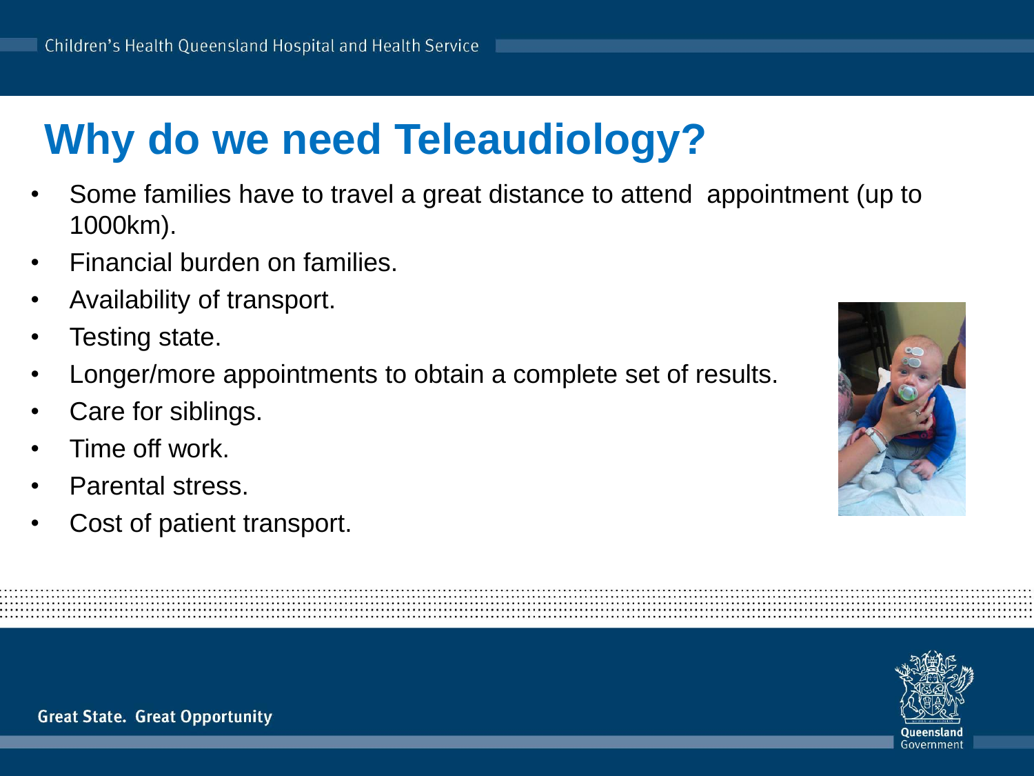# Why do we need Teleaudiology?

- Some families have to travel a great distance to attend  appointment (up to 1000km).
- Financial burden on families.
- Availability of transport.
- Testing state.
- Longer/more appointments to obtain a complete set of results.
- Care for siblings.
- Time off work.
- Parental stress.
- Cost of patient transport.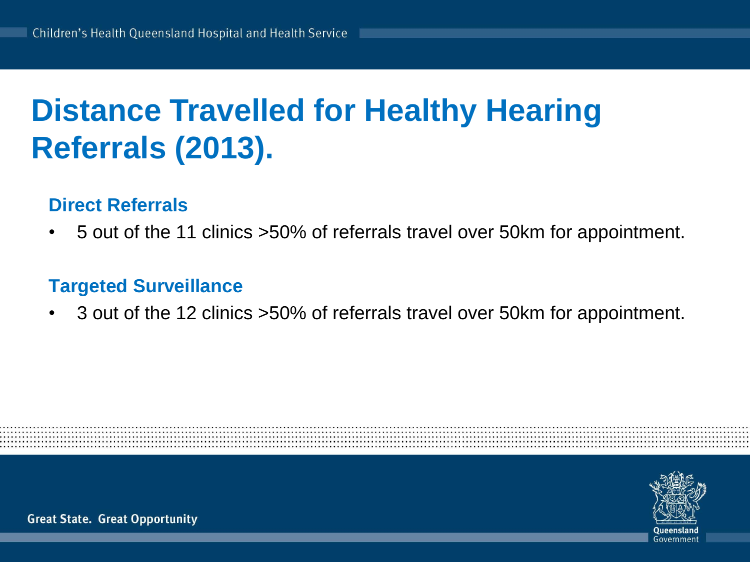# Distance Travelled for Healthy Hearing Referrals (2013).

### Direct Referrals

- 5 out of the 11 clinics >50% of referrals travel over 50km for appointment.

### Targeted Surveillance

- 3 out of the 12 clinics >50% of referrals travel over 50km for appointment.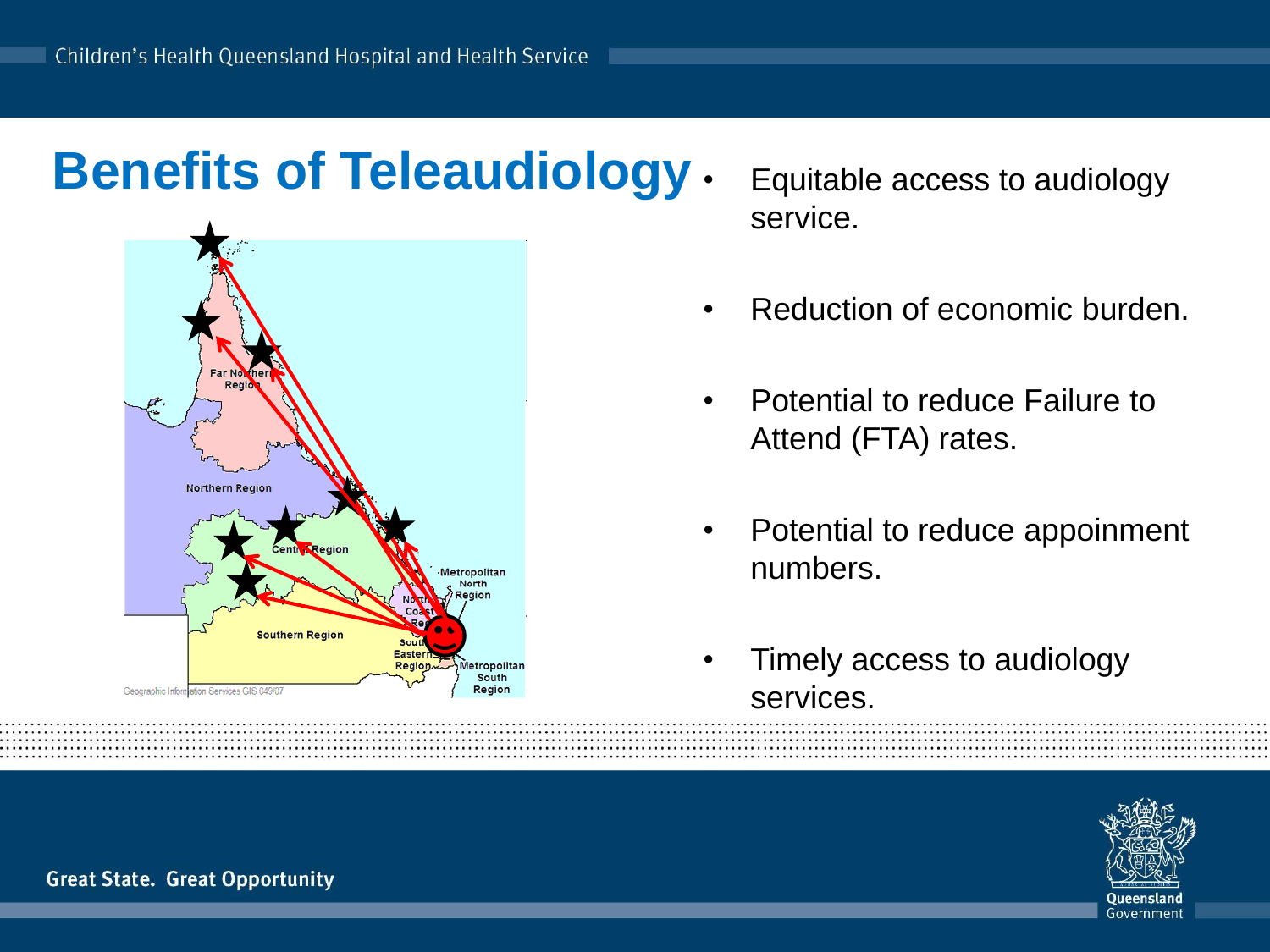# Benefits of Teleaudiology

- Equitable access to audiology service.
- Reduction of economic burden.
- Potential to reduce Failure to Attend (FTA) rates.
- Potential to reduce appoinment numbers.
- Timely access to audiology services.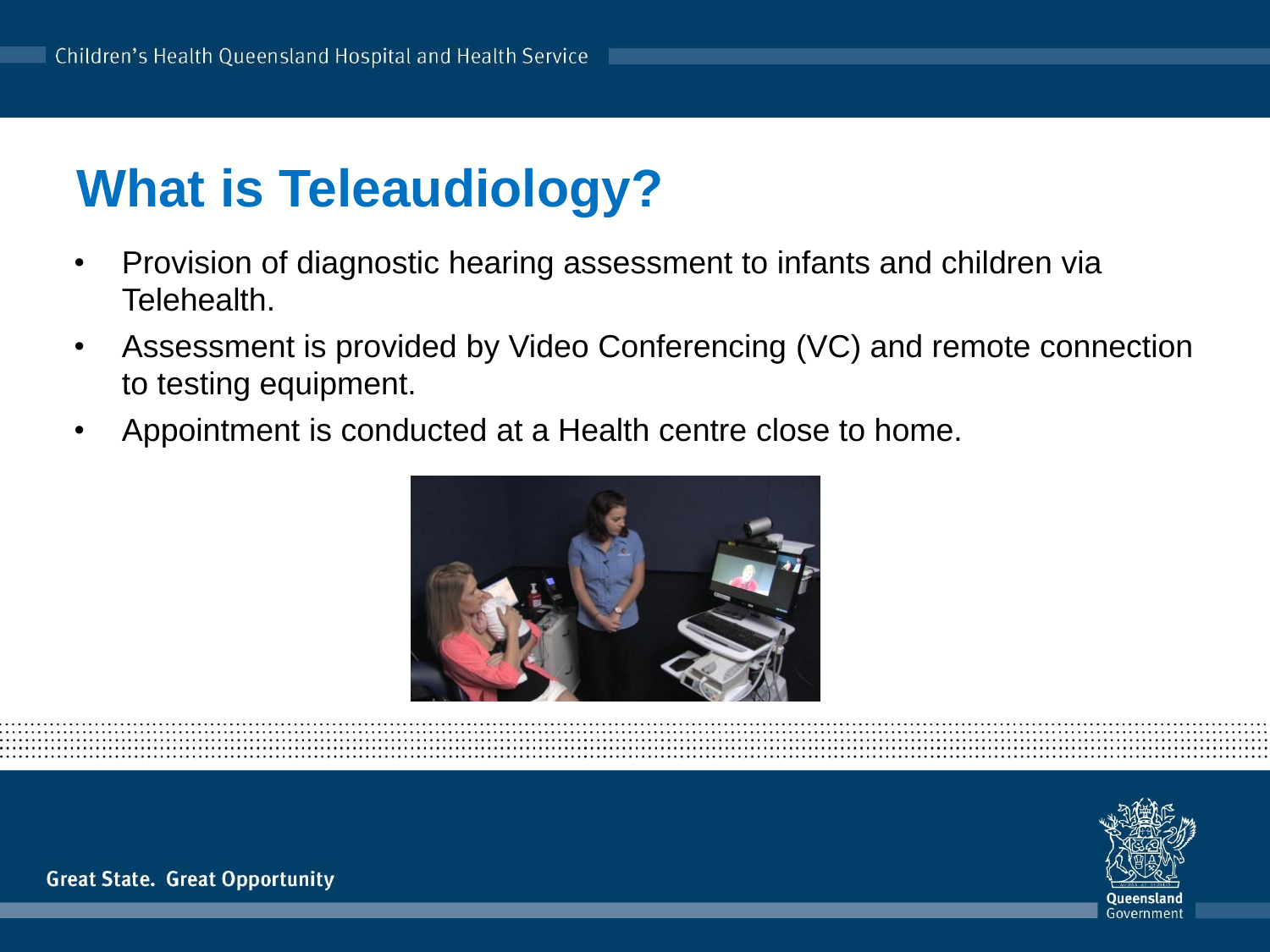# What is Teleaudiology?

- Provision of diagnostic hearing assessment to infants and children via Telehealth.
- Assessment is provided by Video Conferencing (VC) and remote connection to testing equipment.
- Appointment is conducted at a Health centre close to home.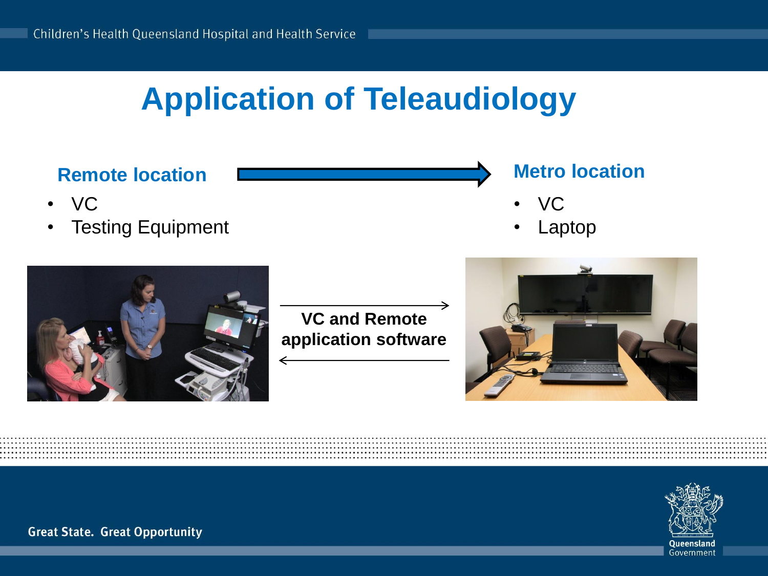# Application of Teleaudiology

## Remote location

- VC
- Testing Equipment

## Metro location

- VC
- Laptop

**VC and Remote application software**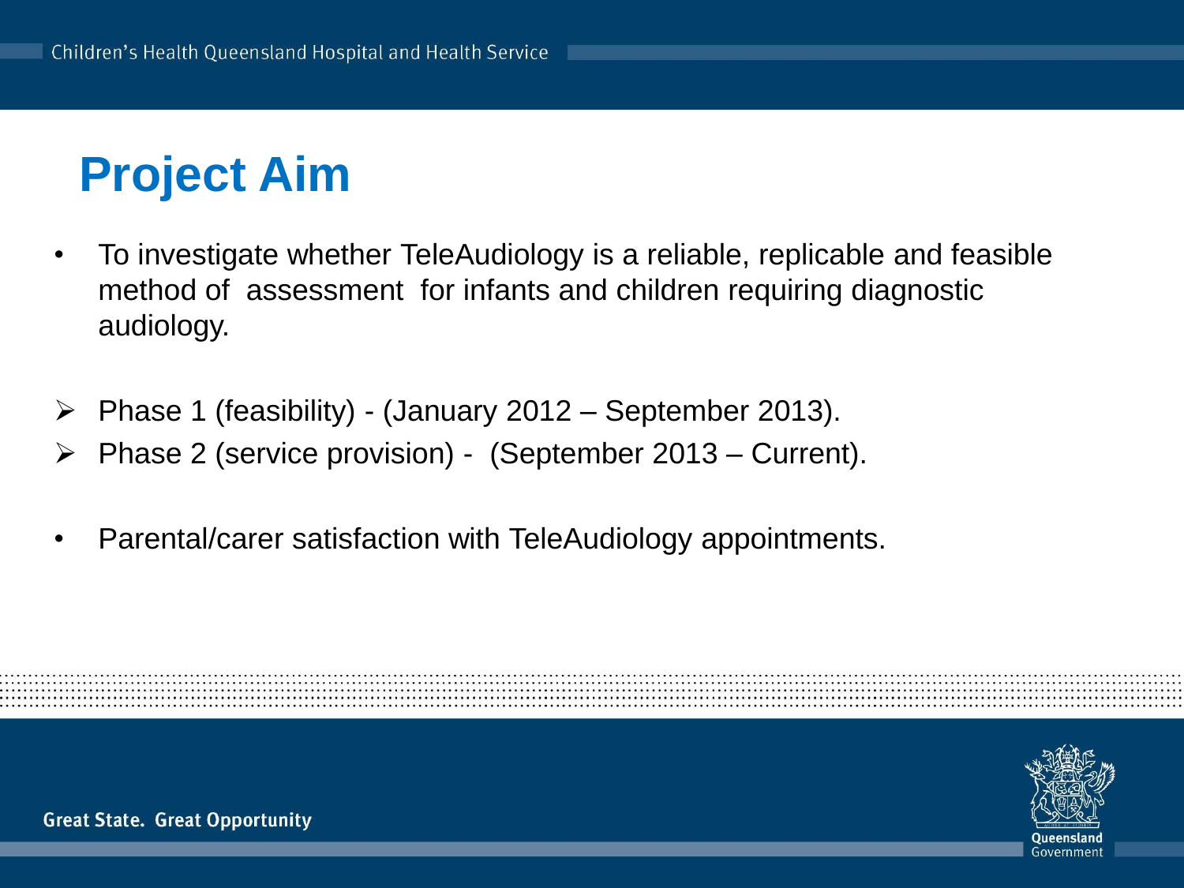# Project Aim

- To investigate whether TeleAudiology is a reliable, replicable and feasible method of assessment for infants and children requiring diagnostic audiology.

  - Phase 1 (feasibility) - (January 2012 – September 2013).
  - Phase 2 (service provision) - (September 2013 – Current).

- Parental/carer satisfaction with TeleAudiology appointments.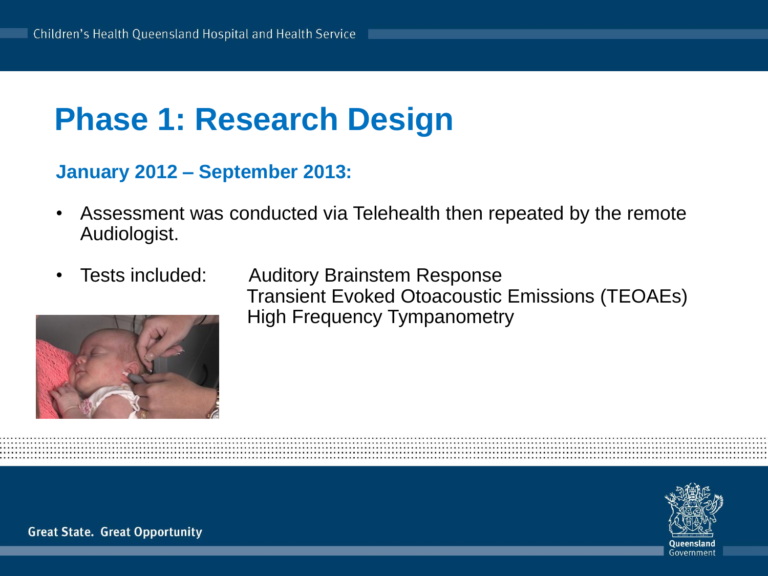# Phase 1: Research Design

**January 2012 – September 2013:**

- Assessment was conducted via Telehealth then repeated by the remote Audiologist.
- Tests included:
  - Auditory Brainstem Response
  - Transient Evoked Otoacoustic Emissions (TEOAEs)
  - High Frequency Tympanometry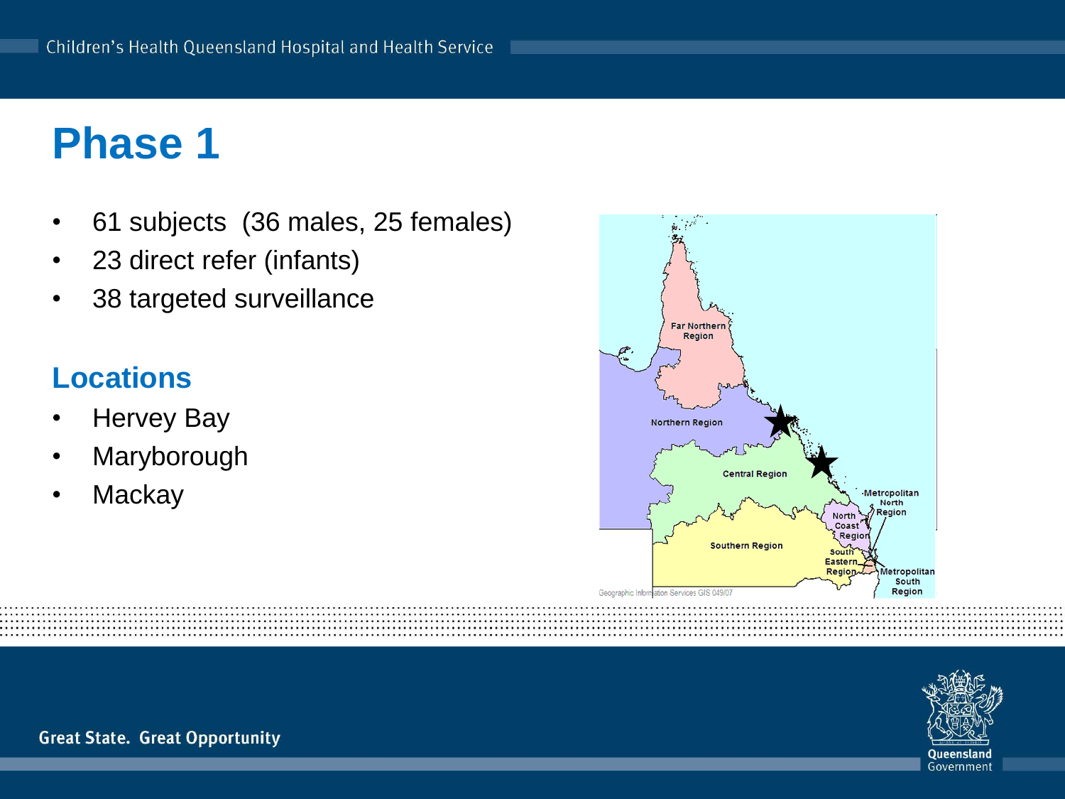# Phase 1

- 61 subjects (36 males, 25 females)
- 23 direct refer (infants)
- 38 targeted surveillance

## Locations

- Hervey Bay
- Maryborough
- Mackay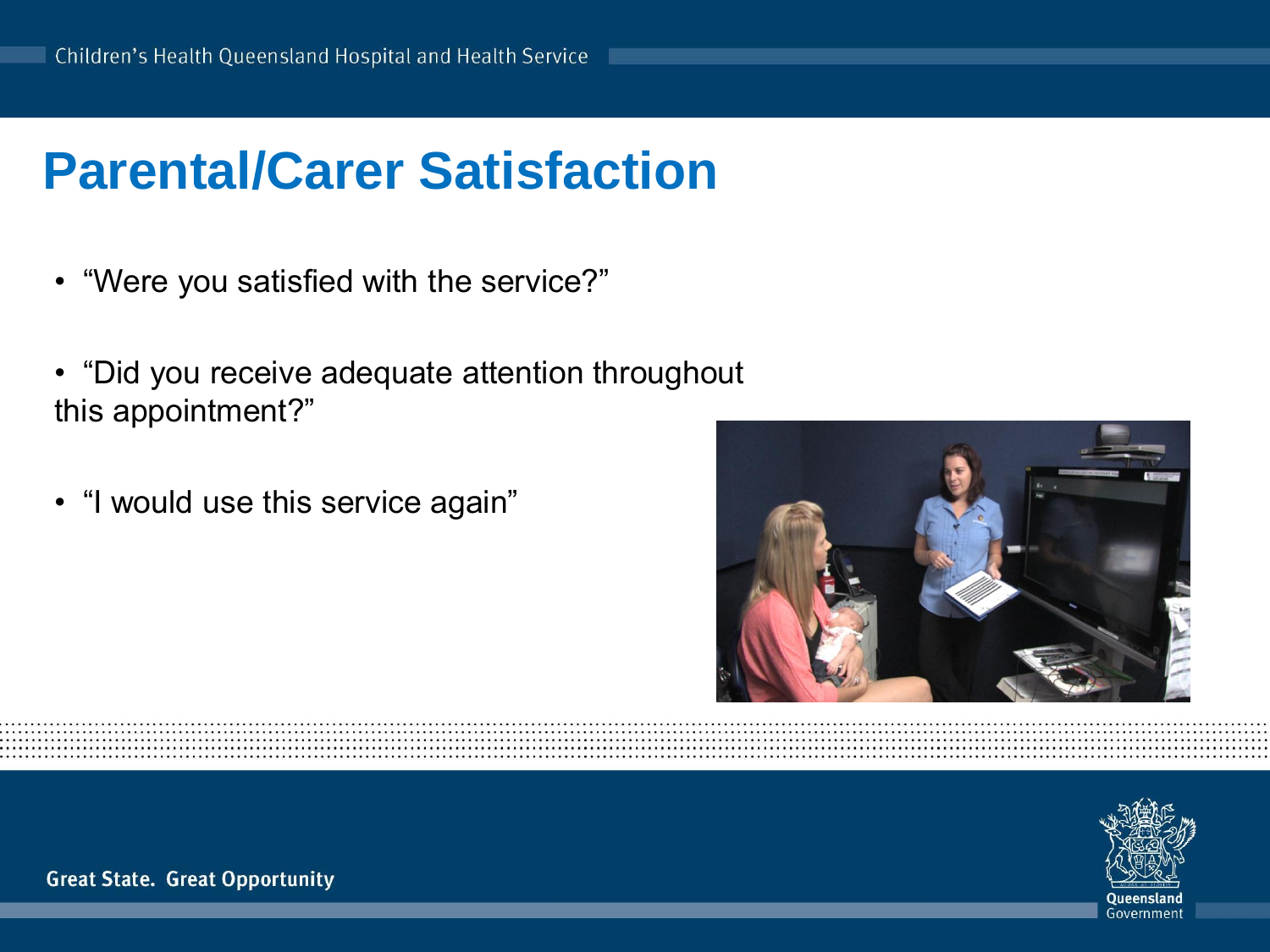# Parental/Carer Satisfaction

- "Were you satisfied with the service?"
- "Did you receive adequate attention throughout this appointment?"
- "I would use this service again"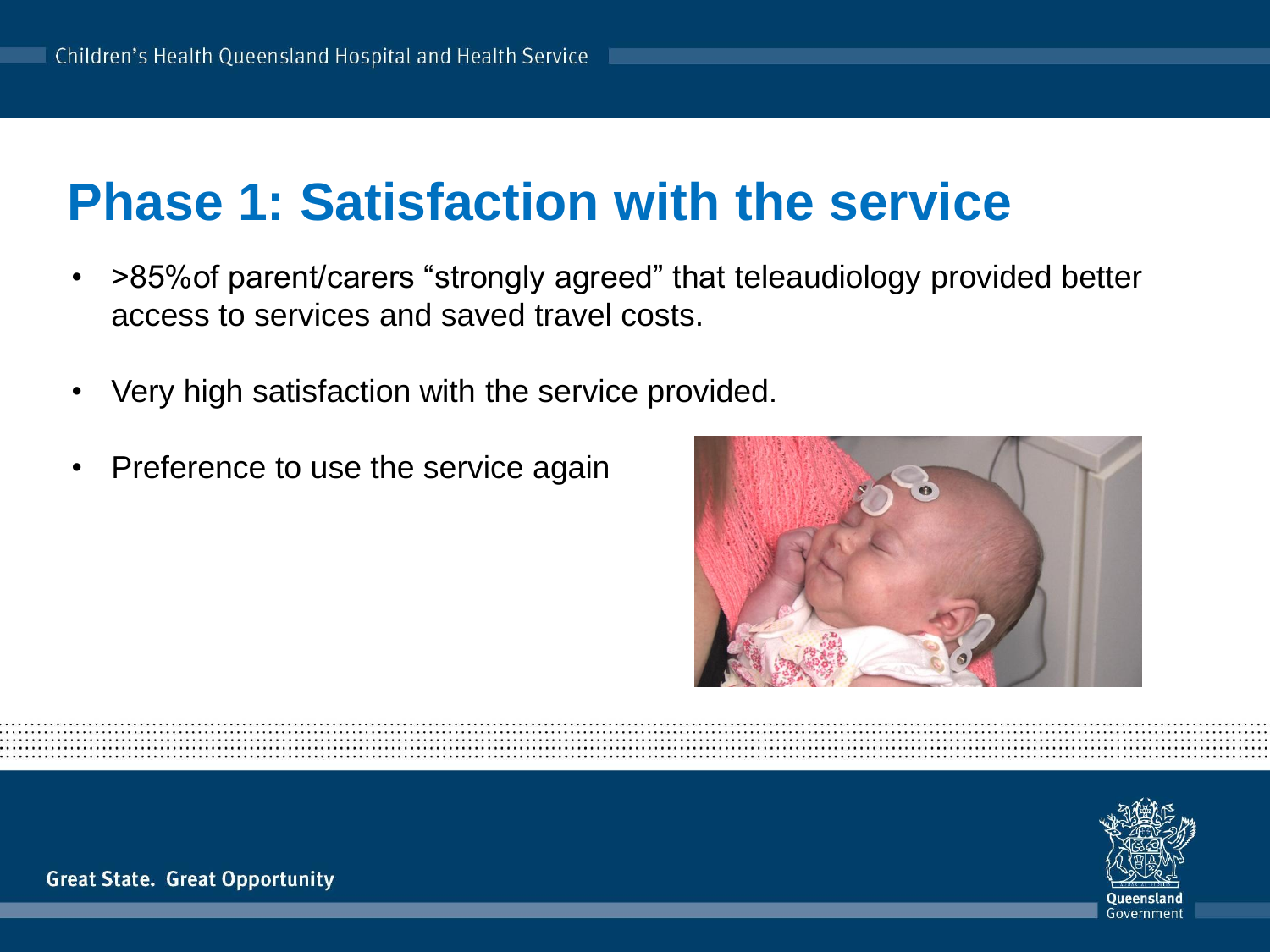# Phase 1: Satisfaction with the service

- >85%of parent/carers “strongly agreed” that teleaudiology provided better access to services and saved travel costs.
- Very high satisfaction with the service provided.
- Preference to use the service again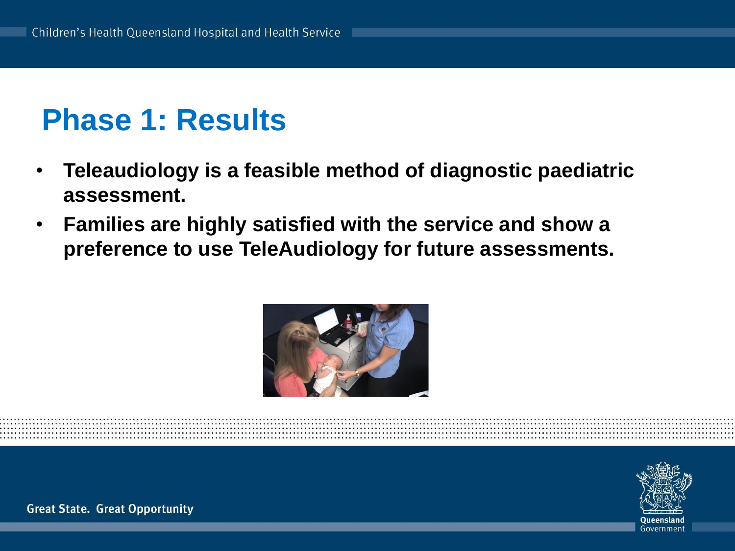# Phase 1: Results

- **Teleaudiology is a feasible method of diagnostic paediatric assessment.**
- **Families are highly satisfied with the service and show a preference to use TeleAudiology for future assessments.**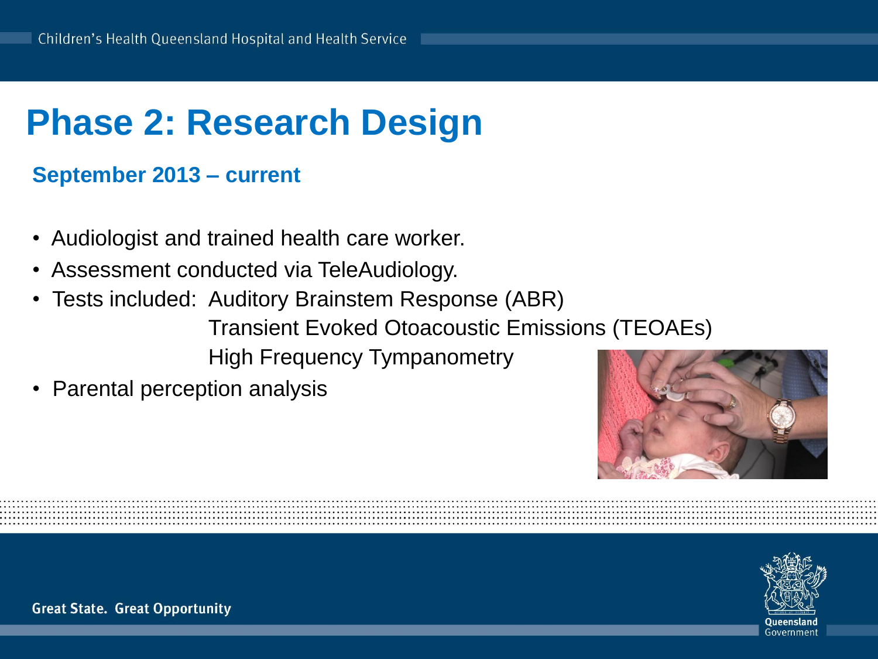# Phase 2: Research Design

## September 2013 – current

- Audiologist and trained health care worker.
- Assessment conducted via TeleAudiology.
- Tests included: Auditory Brainstem Response (ABR)
  Transient Evoked Otoacoustic Emissions (TEOAEs)
  High Frequency Tympanometry
- Parental perception analysis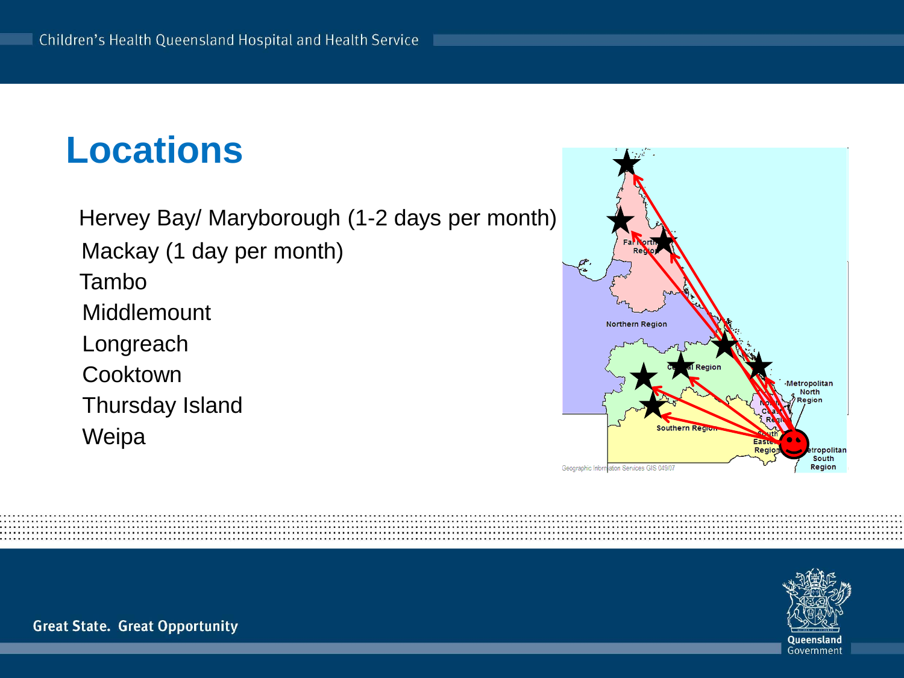# Locations

- Hervey Bay/ Maryborough (1-2 days per month)
- Mackay (1 day per month)
- Tambo
- Middlemount
- Longreach
- Cooktown
- Thursday Island
- Weipa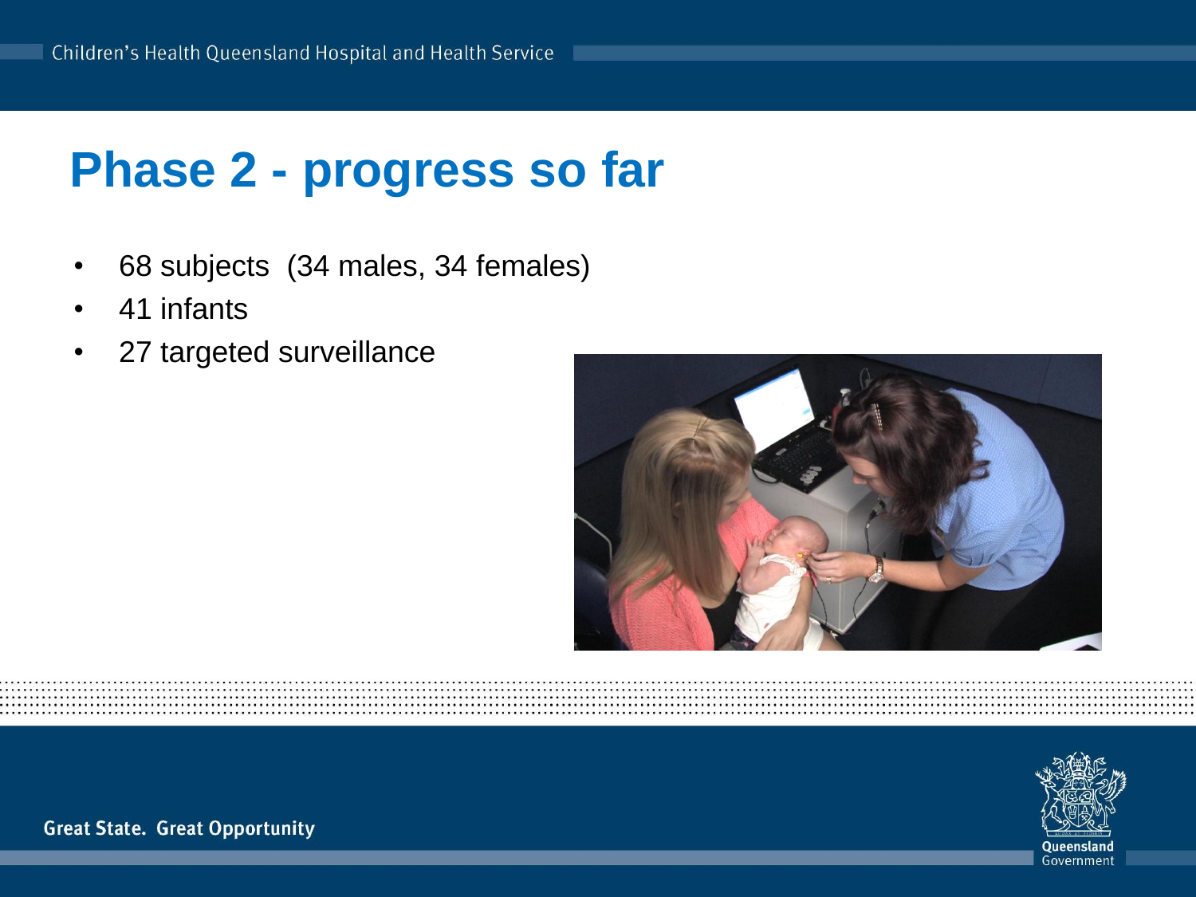# Phase 2 - progress so far

- 68 subjects (34 males, 34 females)
- 41 infants
- 27 targeted surveillance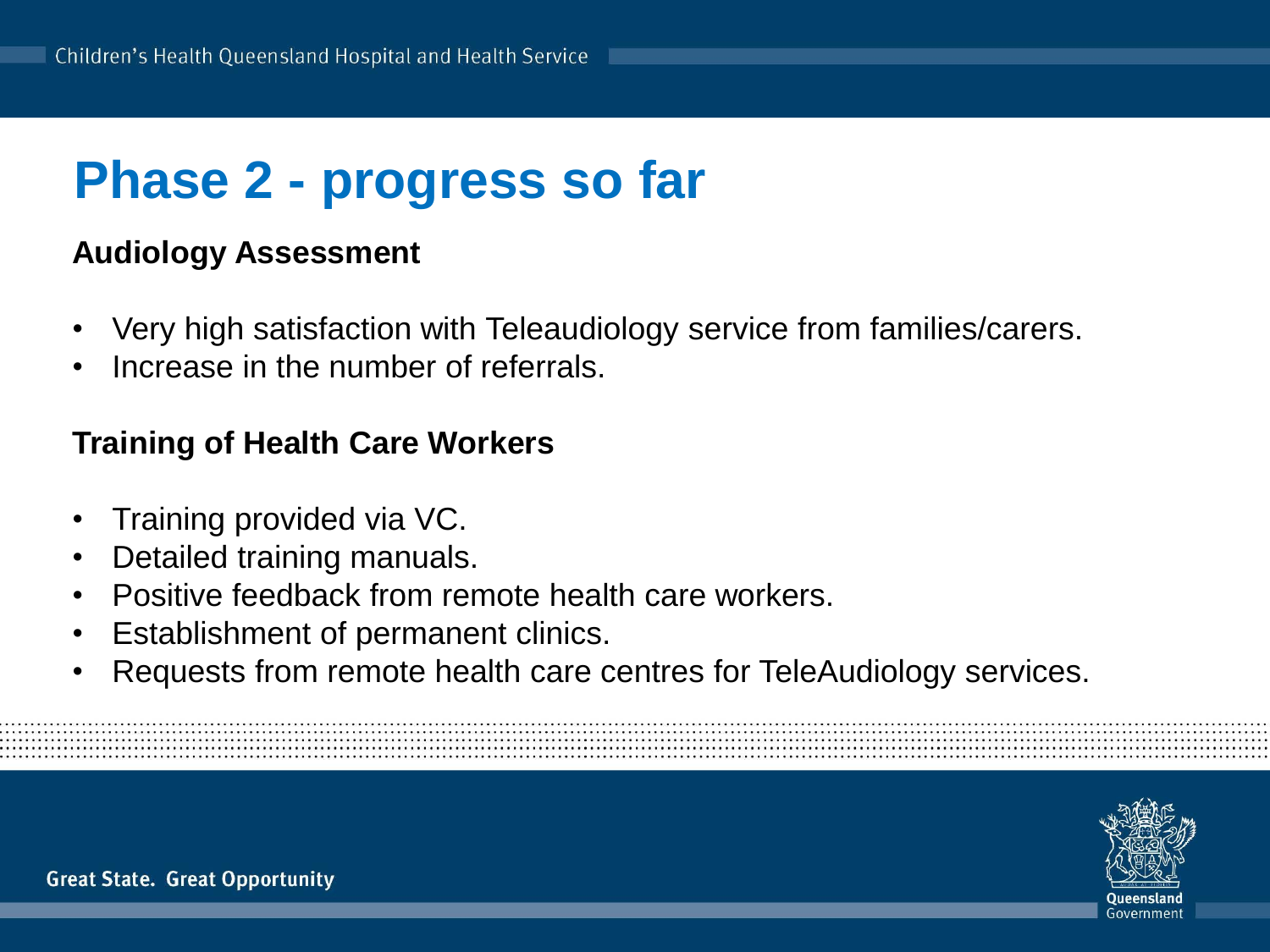# Phase 2 - progress so far

### Audiology Assessment

- Very high satisfaction with Teleaudiology service from families/carers.
- Increase in the number of referrals.

### Training of Health Care Workers

- Training provided via VC.
- Detailed training manuals.
- Positive feedback from remote health care workers.
- Establishment of permanent clinics.
- Requests from remote health care centres for TeleAudiology services.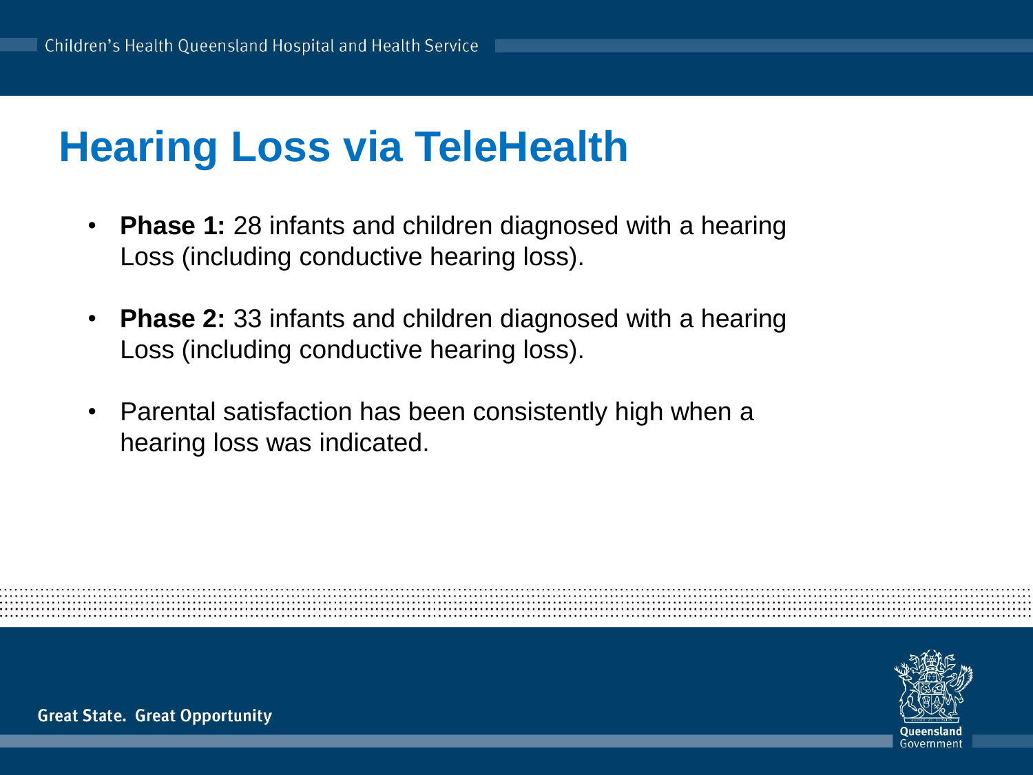# Hearing Loss via TeleHealth

- **Phase 1:** 28 infants and children diagnosed with a hearing Loss (including conductive hearing loss).
- **Phase 2:** 33 infants and children diagnosed with a hearing Loss (including conductive hearing loss).
- Parental satisfaction has been consistently high when a hearing loss was indicated.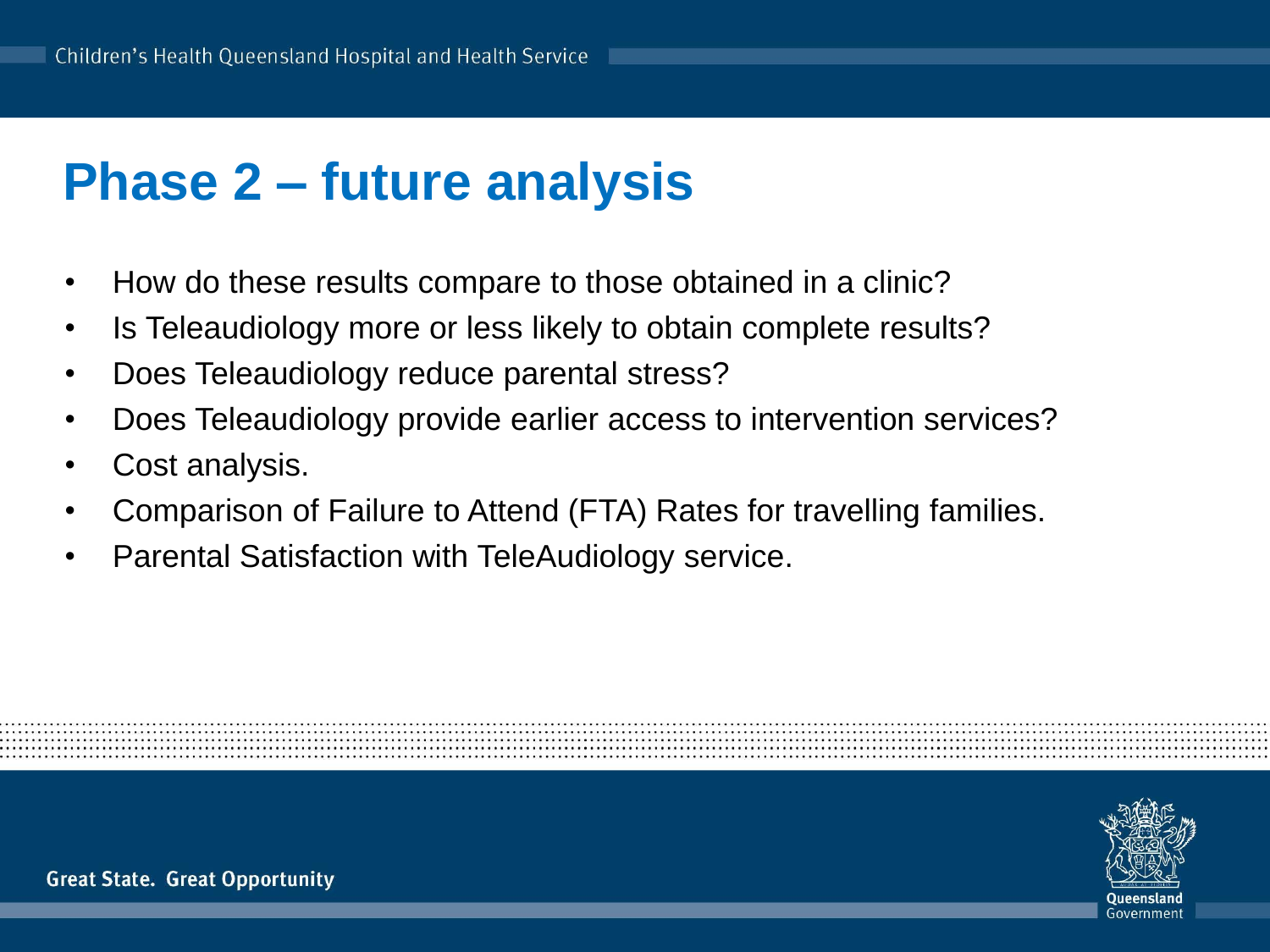# Phase 2 – future analysis

- How do these results compare to those obtained in a clinic?
- Is Teleaudiology more or less likely to obtain complete results?
- Does Teleaudiology reduce parental stress?
- Does Teleaudiology provide earlier access to intervention services?
- Cost analysis.
- Comparison of Failure to Attend (FTA) Rates for travelling families.
- Parental Satisfaction with TeleAudiology service.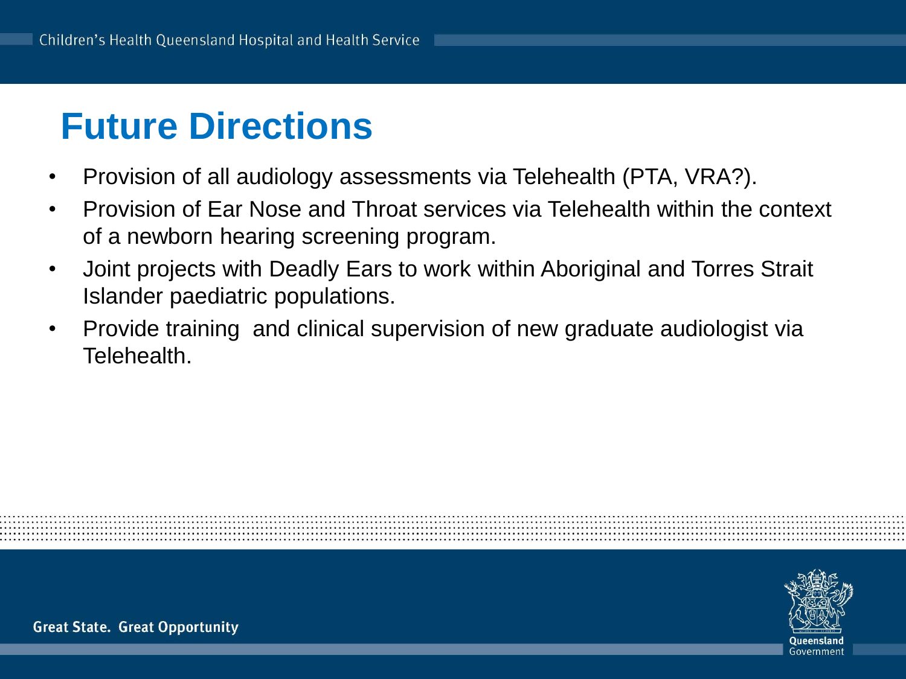# Future Directions

- Provision of all audiology assessments via Telehealth (PTA, VRA?).
- Provision of Ear Nose and Throat services via Telehealth within the context of a newborn hearing screening program.
- Joint projects with Deadly Ears to work within Aboriginal and Torres Strait Islander paediatric populations.
- Provide training  and clinical supervision of new graduate audiologist via Telehealth.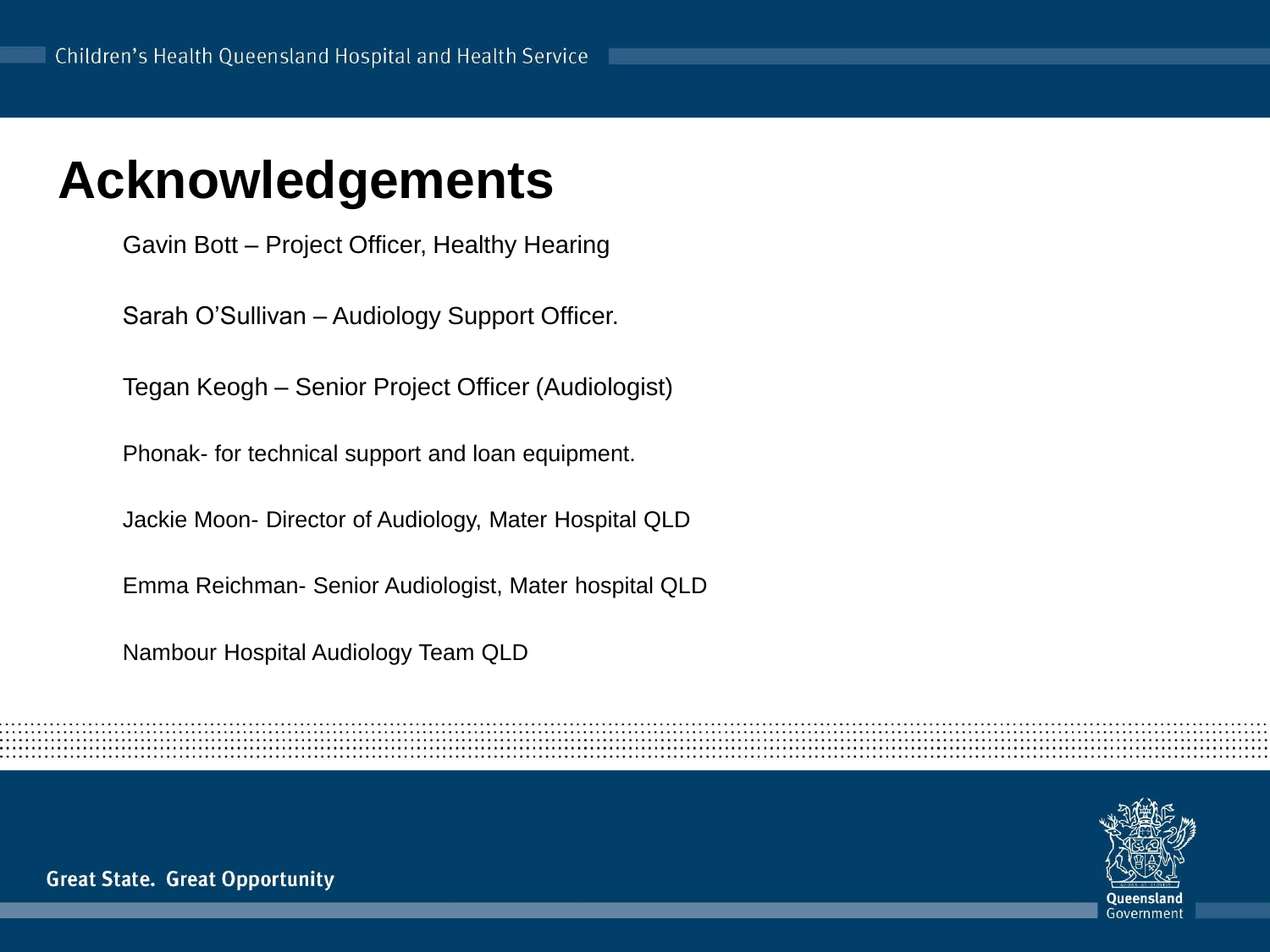# Acknowledgements

Gavin Bott – Project Officer, Healthy Hearing

Sarah O'Sullivan – Audiology Support Officer.

Tegan Keogh – Senior Project Officer (Audiologist)

Phonak- for technical support and loan equipment.

Jackie Moon- Director of Audiology, Mater Hospital QLD

Emma Reichman- Senior Audiologist, Mater hospital QLD

Nambour Hospital Audiology Team QLD